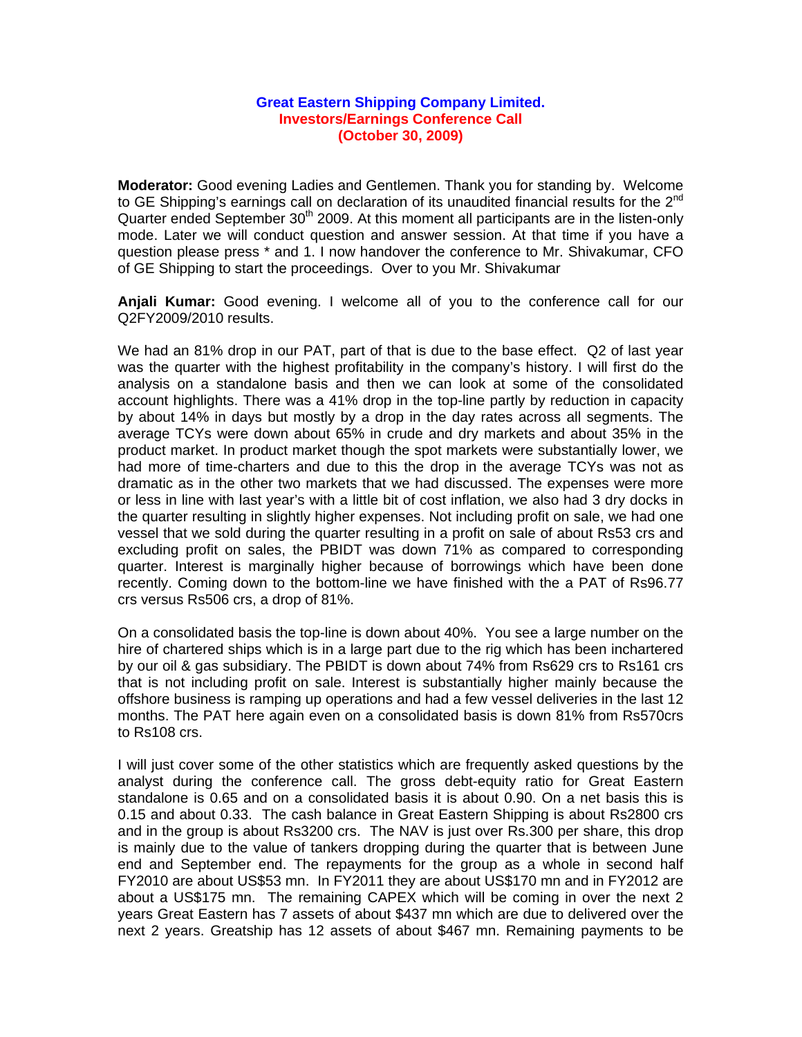**Great Eastern Shipping Company Limited.**
**Investors/Earnings Conference Call**
**(October 30, 2009)**

**Moderator:** Good evening Ladies and Gentlemen. Thank you for standing by. Welcome to GE Shipping's earnings call on declaration of its unaudited financial results for the 2nd Quarter ended September 30th 2009. At this moment all participants are in the listen-only mode. Later we will conduct question and answer session. At that time if you have a question please press * and 1. I now handover the conference to Mr. Shivakumar, CFO of GE Shipping to start the proceedings. Over to you Mr. Shivakumar

**Anjali Kumar:** Good evening. I welcome all of you to the conference call for our Q2FY2009/2010 results.

We had an 81% drop in our PAT, part of that is due to the base effect. Q2 of last year was the quarter with the highest profitability in the company's history. I will first do the analysis on a standalone basis and then we can look at some of the consolidated account highlights. There was a 41% drop in the top-line partly by reduction in capacity by about 14% in days but mostly by a drop in the day rates across all segments. The average TCYs were down about 65% in crude and dry markets and about 35% in the product market. In product market though the spot markets were substantially lower, we had more of time-charters and due to this the drop in the average TCYs was not as dramatic as in the other two markets that we had discussed. The expenses were more or less in line with last year's with a little bit of cost inflation, we also had 3 dry docks in the quarter resulting in slightly higher expenses. Not including profit on sale, we had one vessel that we sold during the quarter resulting in a profit on sale of about Rs53 crs and excluding profit on sales, the PBIDT was down 71% as compared to corresponding quarter. Interest is marginally higher because of borrowings which have been done recently. Coming down to the bottom-line we have finished with the a PAT of Rs96.77 crs versus Rs506 crs, a drop of 81%.

On a consolidated basis the top-line is down about 40%. You see a large number on the hire of chartered ships which is in a large part due to the rig which has been inchartered by our oil & gas subsidiary. The PBIDT is down about 74% from Rs629 crs to Rs161 crs that is not including profit on sale. Interest is substantially higher mainly because the offshore business is ramping up operations and had a few vessel deliveries in the last 12 months. The PAT here again even on a consolidated basis is down 81% from Rs570crs to Rs108 crs.

I will just cover some of the other statistics which are frequently asked questions by the analyst during the conference call. The gross debt-equity ratio for Great Eastern standalone is 0.65 and on a consolidated basis it is about 0.90. On a net basis this is 0.15 and about 0.33. The cash balance in Great Eastern Shipping is about Rs2800 crs and in the group is about Rs3200 crs. The NAV is just over Rs.300 per share, this drop is mainly due to the value of tankers dropping during the quarter that is between June end and September end. The repayments for the group as a whole in second half FY2010 are about US$53 mn. In FY2011 they are about US$170 mn and in FY2012 are about a US$175 mn. The remaining CAPEX which will be coming in over the next 2 years Great Eastern has 7 assets of about $437 mn which are due to delivered over the next 2 years. Greatship has 12 assets of about $467 mn. Remaining payments to be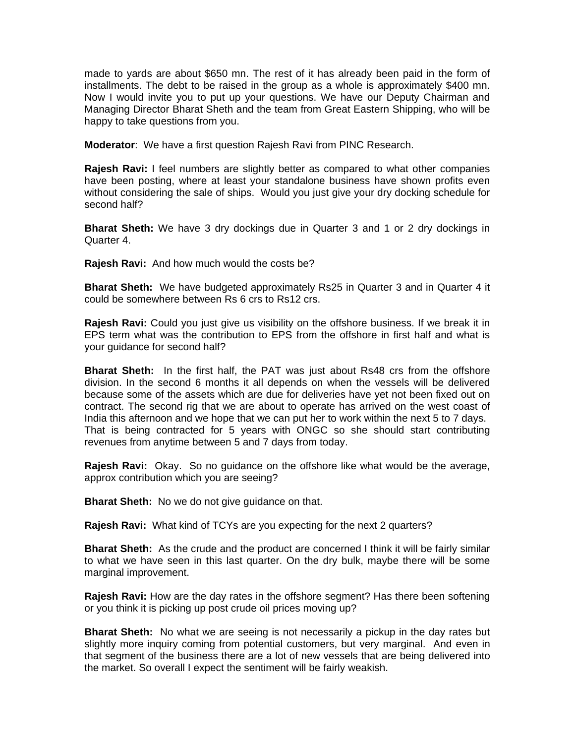made to yards are about $650 mn. The rest of it has already been paid in the form of installments. The debt to be raised in the group as a whole is approximately $400 mn. Now I would invite you to put up your questions. We have our Deputy Chairman and Managing Director Bharat Sheth and the team from Great Eastern Shipping, who will be happy to take questions from you.

**Moderator**: We have a first question Rajesh Ravi from PINC Research.

**Rajesh Ravi:** I feel numbers are slightly better as compared to what other companies have been posting, where at least your standalone business have shown profits even without considering the sale of ships. Would you just give your dry docking schedule for second half?

**Bharat Sheth:** We have 3 dry dockings due in Quarter 3 and 1 or 2 dry dockings in Quarter 4.

**Rajesh Ravi:** And how much would the costs be?

**Bharat Sheth:** We have budgeted approximately Rs25 in Quarter 3 and in Quarter 4 it could be somewhere between Rs 6 crs to Rs12 crs.

**Rajesh Ravi:** Could you just give us visibility on the offshore business. If we break it in EPS term what was the contribution to EPS from the offshore in first half and what is your guidance for second half?

**Bharat Sheth:** In the first half, the PAT was just about Rs48 crs from the offshore division. In the second 6 months it all depends on when the vessels will be delivered because some of the assets which are due for deliveries have yet not been fixed out on contract. The second rig that we are about to operate has arrived on the west coast of India this afternoon and we hope that we can put her to work within the next 5 to 7 days. That is being contracted for 5 years with ONGC so she should start contributing revenues from anytime between 5 and 7 days from today.

**Rajesh Ravi:** Okay. So no guidance on the offshore like what would be the average, approx contribution which you are seeing?

**Bharat Sheth:** No we do not give guidance on that.

**Rajesh Ravi:** What kind of TCYs are you expecting for the next 2 quarters?

**Bharat Sheth:** As the crude and the product are concerned I think it will be fairly similar to what we have seen in this last quarter. On the dry bulk, maybe there will be some marginal improvement.

**Rajesh Ravi:** How are the day rates in the offshore segment? Has there been softening or you think it is picking up post crude oil prices moving up?

**Bharat Sheth:** No what we are seeing is not necessarily a pickup in the day rates but slightly more inquiry coming from potential customers, but very marginal. And even in that segment of the business there are a lot of new vessels that are being delivered into the market. So overall I expect the sentiment will be fairly weakish.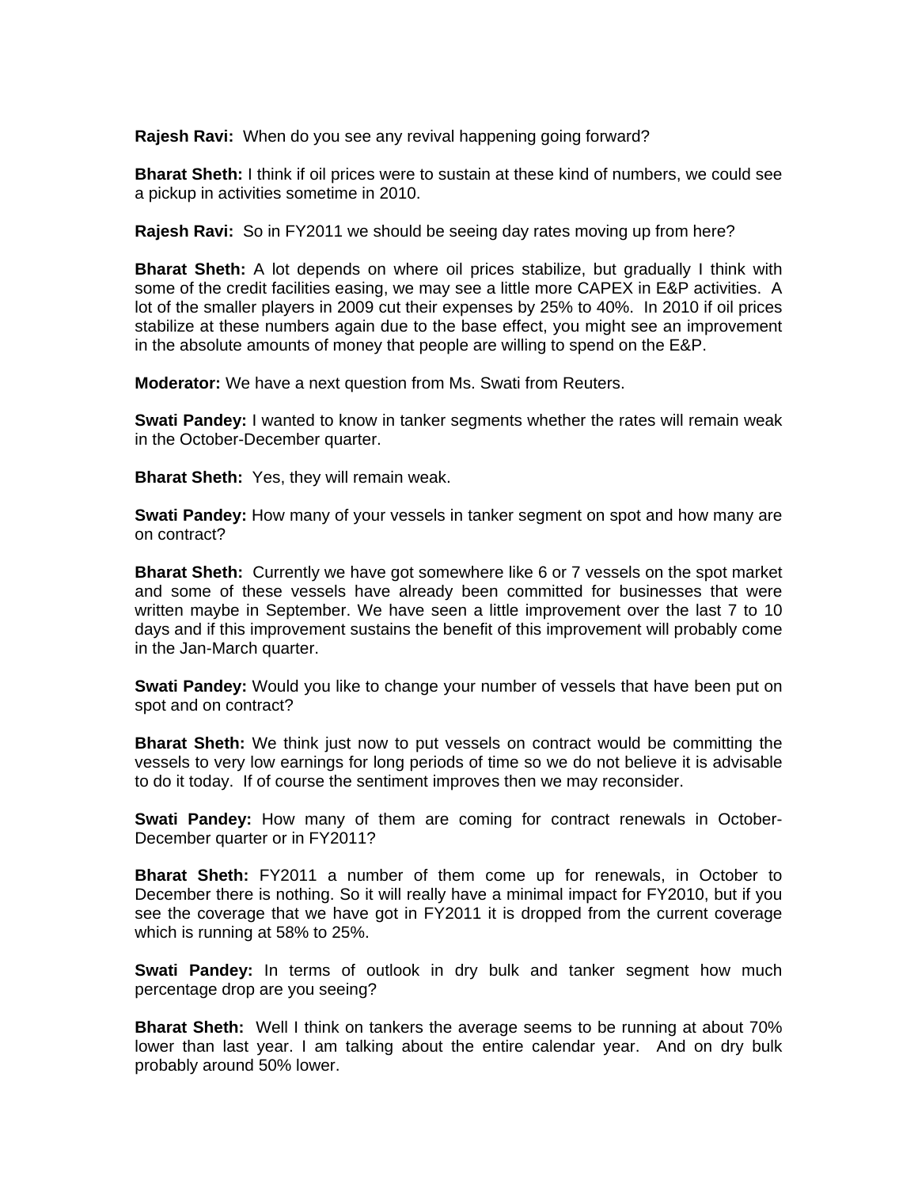**Rajesh Ravi:** When do you see any revival happening going forward?

**Bharat Sheth:** I think if oil prices were to sustain at these kind of numbers, we could see a pickup in activities sometime in 2010.

**Rajesh Ravi:** So in FY2011 we should be seeing day rates moving up from here?

**Bharat Sheth:** A lot depends on where oil prices stabilize, but gradually I think with some of the credit facilities easing, we may see a little more CAPEX in E&P activities. A lot of the smaller players in 2009 cut their expenses by 25% to 40%. In 2010 if oil prices stabilize at these numbers again due to the base effect, you might see an improvement in the absolute amounts of money that people are willing to spend on the E&P.

**Moderator:** We have a next question from Ms. Swati from Reuters.

**Swati Pandey:** I wanted to know in tanker segments whether the rates will remain weak in the October-December quarter.

**Bharat Sheth:** Yes, they will remain weak.

**Swati Pandey:** How many of your vessels in tanker segment on spot and how many are on contract?

**Bharat Sheth:** Currently we have got somewhere like 6 or 7 vessels on the spot market and some of these vessels have already been committed for businesses that were written maybe in September. We have seen a little improvement over the last 7 to 10 days and if this improvement sustains the benefit of this improvement will probably come in the Jan-March quarter.

**Swati Pandey:** Would you like to change your number of vessels that have been put on spot and on contract?

**Bharat Sheth:** We think just now to put vessels on contract would be committing the vessels to very low earnings for long periods of time so we do not believe it is advisable to do it today. If of course the sentiment improves then we may reconsider.

**Swati Pandey:** How many of them are coming for contract renewals in October-December quarter or in FY2011?

**Bharat Sheth:** FY2011 a number of them come up for renewals, in October to December there is nothing. So it will really have a minimal impact for FY2010, but if you see the coverage that we have got in FY2011 it is dropped from the current coverage which is running at 58% to 25%.

**Swati Pandey:** In terms of outlook in dry bulk and tanker segment how much percentage drop are you seeing?

**Bharat Sheth:** Well I think on tankers the average seems to be running at about 70% lower than last year. I am talking about the entire calendar year. And on dry bulk probably around 50% lower.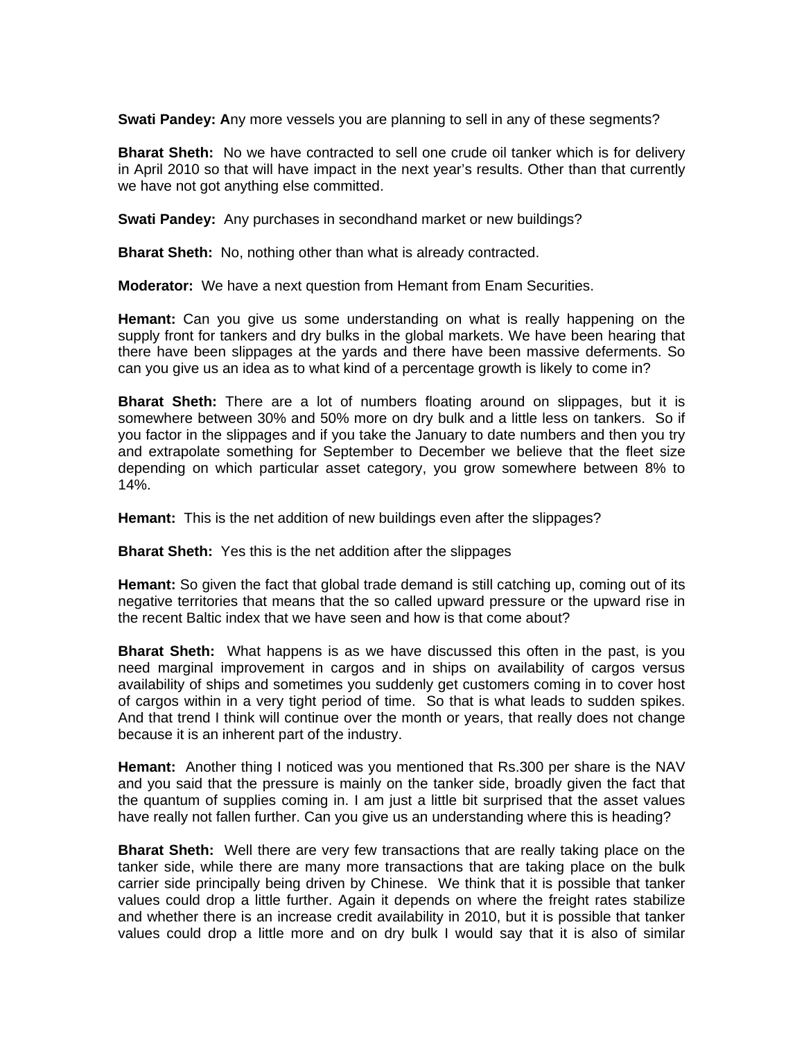**Swati Pandey: A**ny more vessels you are planning to sell in any of these segments?

**Bharat Sheth:** No we have contracted to sell one crude oil tanker which is for delivery in April 2010 so that will have impact in the next year's results. Other than that currently we have not got anything else committed.

**Swati Pandey:** Any purchases in secondhand market or new buildings?

**Bharat Sheth:** No, nothing other than what is already contracted.

**Moderator:** We have a next question from Hemant from Enam Securities.

**Hemant:** Can you give us some understanding on what is really happening on the supply front for tankers and dry bulks in the global markets. We have been hearing that there have been slippages at the yards and there have been massive deferments. So can you give us an idea as to what kind of a percentage growth is likely to come in?

**Bharat Sheth:** There are a lot of numbers floating around on slippages, but it is somewhere between 30% and 50% more on dry bulk and a little less on tankers. So if you factor in the slippages and if you take the January to date numbers and then you try and extrapolate something for September to December we believe that the fleet size depending on which particular asset category, you grow somewhere between 8% to 14%.

**Hemant:** This is the net addition of new buildings even after the slippages?

**Bharat Sheth:** Yes this is the net addition after the slippages

**Hemant:** So given the fact that global trade demand is still catching up, coming out of its negative territories that means that the so called upward pressure or the upward rise in the recent Baltic index that we have seen and how is that come about?

**Bharat Sheth:** What happens is as we have discussed this often in the past, is you need marginal improvement in cargos and in ships on availability of cargos versus availability of ships and sometimes you suddenly get customers coming in to cover host of cargos within in a very tight period of time. So that is what leads to sudden spikes. And that trend I think will continue over the month or years, that really does not change because it is an inherent part of the industry.

**Hemant:** Another thing I noticed was you mentioned that Rs.300 per share is the NAV and you said that the pressure is mainly on the tanker side, broadly given the fact that the quantum of supplies coming in. I am just a little bit surprised that the asset values have really not fallen further. Can you give us an understanding where this is heading?

**Bharat Sheth:** Well there are very few transactions that are really taking place on the tanker side, while there are many more transactions that are taking place on the bulk carrier side principally being driven by Chinese. We think that it is possible that tanker values could drop a little further. Again it depends on where the freight rates stabilize and whether there is an increase credit availability in 2010, but it is possible that tanker values could drop a little more and on dry bulk I would say that it is also of similar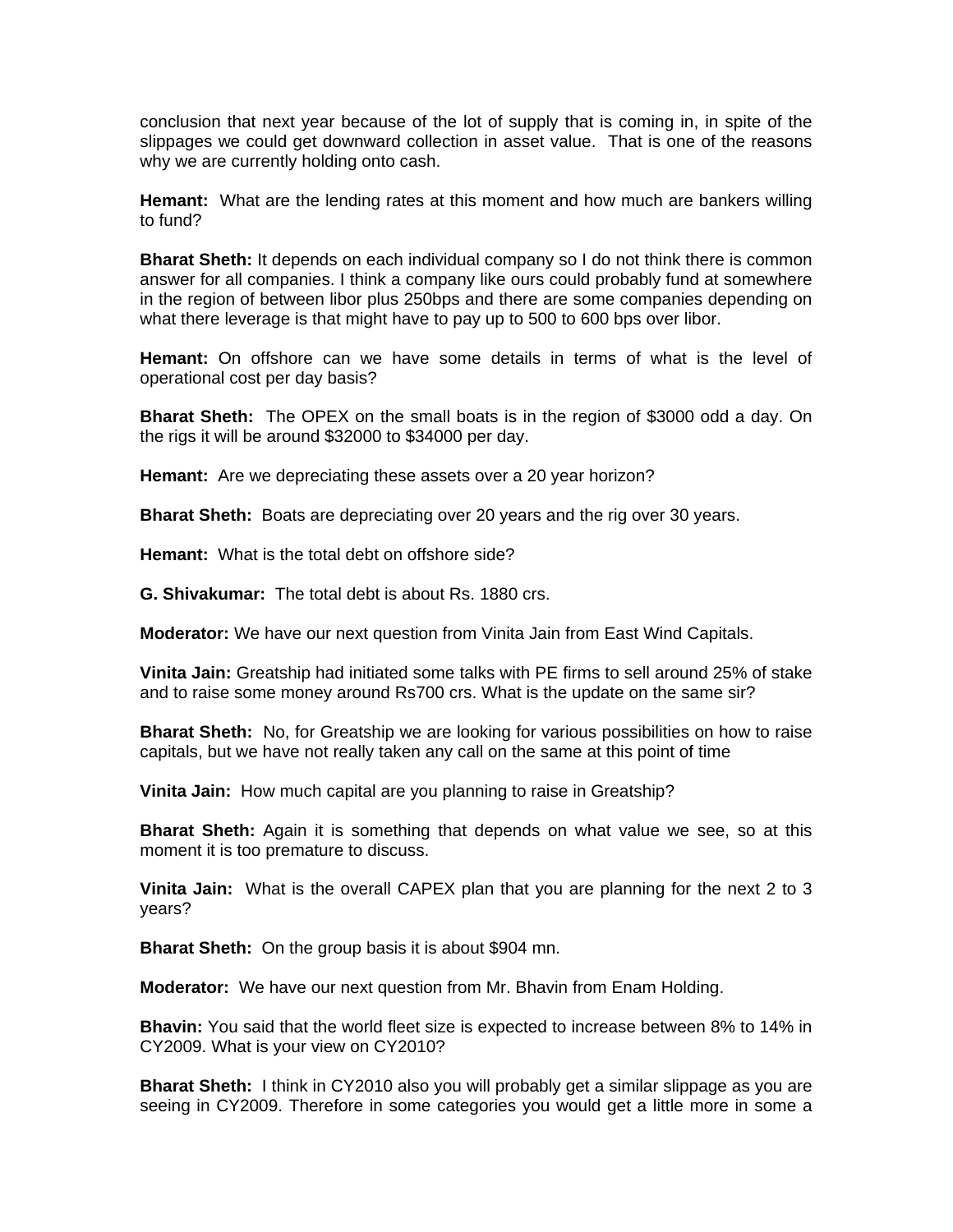conclusion that next year because of the lot of supply that is coming in, in spite of the slippages we could get downward collection in asset value. That is one of the reasons why we are currently holding onto cash.

**Hemant:** What are the lending rates at this moment and how much are bankers willing to fund?

**Bharat Sheth:** It depends on each individual company so I do not think there is common answer for all companies. I think a company like ours could probably fund at somewhere in the region of between libor plus 250bps and there are some companies depending on what there leverage is that might have to pay up to 500 to 600 bps over libor.

**Hemant:** On offshore can we have some details in terms of what is the level of operational cost per day basis?

**Bharat Sheth:** The OPEX on the small boats is in the region of $3000 odd a day. On the rigs it will be around $32000 to $34000 per day.

**Hemant:** Are we depreciating these assets over a 20 year horizon?

**Bharat Sheth:** Boats are depreciating over 20 years and the rig over 30 years.

**Hemant:** What is the total debt on offshore side?

**G. Shivakumar:** The total debt is about Rs. 1880 crs.

**Moderator:** We have our next question from Vinita Jain from East Wind Capitals.

**Vinita Jain:** Greatship had initiated some talks with PE firms to sell around 25% of stake and to raise some money around Rs700 crs. What is the update on the same sir?

**Bharat Sheth:** No, for Greatship we are looking for various possibilities on how to raise capitals, but we have not really taken any call on the same at this point of time

**Vinita Jain:** How much capital are you planning to raise in Greatship?

**Bharat Sheth:** Again it is something that depends on what value we see, so at this moment it is too premature to discuss.

**Vinita Jain:** What is the overall CAPEX plan that you are planning for the next 2 to 3 years?

**Bharat Sheth:** On the group basis it is about $904 mn.

**Moderator:** We have our next question from Mr. Bhavin from Enam Holding.

**Bhavin:** You said that the world fleet size is expected to increase between 8% to 14% in CY2009. What is your view on CY2010?

**Bharat Sheth:** I think in CY2010 also you will probably get a similar slippage as you are seeing in CY2009. Therefore in some categories you would get a little more in some a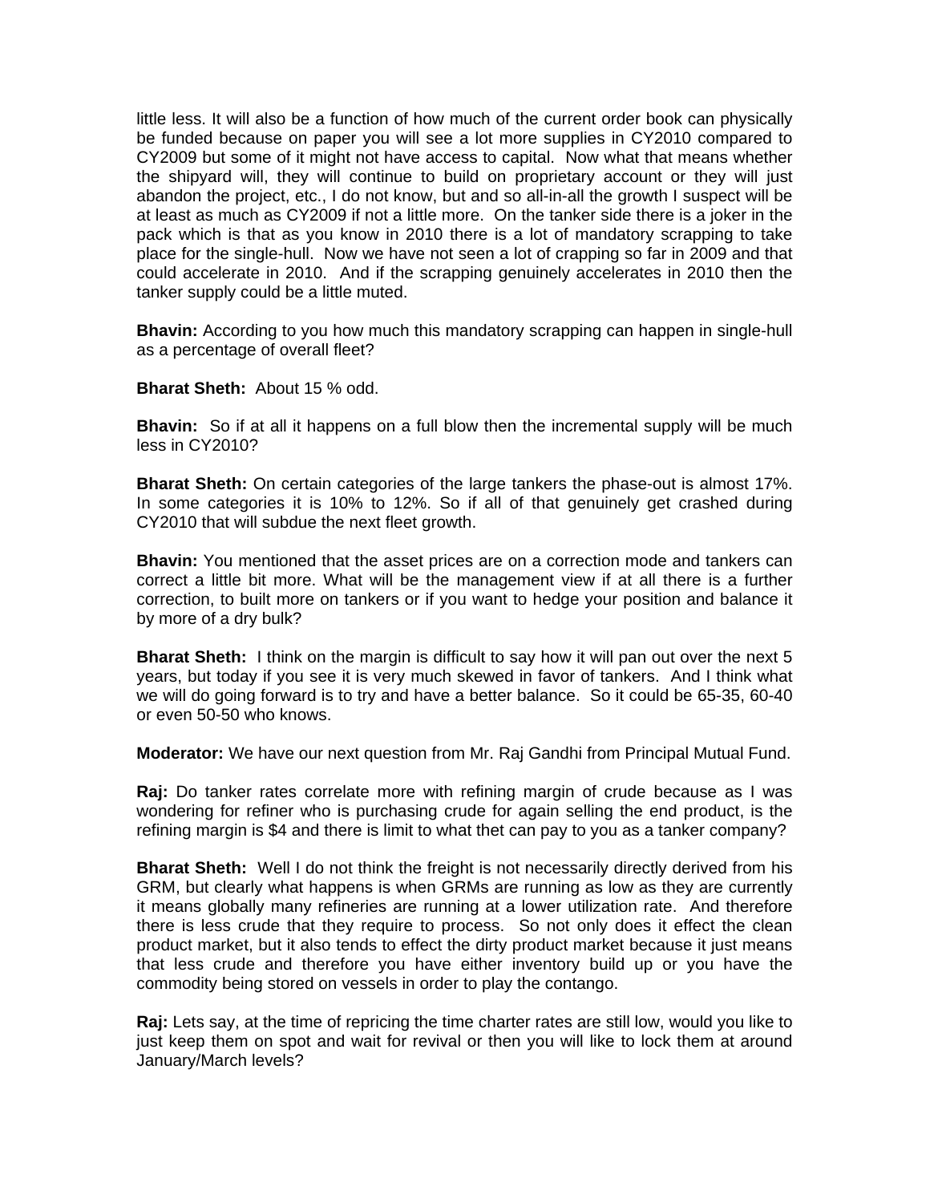little less. It will also be a function of how much of the current order book can physically be funded because on paper you will see a lot more supplies in CY2010 compared to CY2009 but some of it might not have access to capital. Now what that means whether the shipyard will, they will continue to build on proprietary account or they will just abandon the project, etc., I do not know, but and so all-in-all the growth I suspect will be at least as much as CY2009 if not a little more. On the tanker side there is a joker in the pack which is that as you know in 2010 there is a lot of mandatory scrapping to take place for the single-hull. Now we have not seen a lot of crapping so far in 2009 and that could accelerate in 2010. And if the scrapping genuinely accelerates in 2010 then the tanker supply could be a little muted.

**Bhavin:** According to you how much this mandatory scrapping can happen in single-hull as a percentage of overall fleet?

**Bharat Sheth:** About 15 % odd.

**Bhavin:** So if at all it happens on a full blow then the incremental supply will be much less in CY2010?

**Bharat Sheth:** On certain categories of the large tankers the phase-out is almost 17%. In some categories it is 10% to 12%. So if all of that genuinely get crashed during CY2010 that will subdue the next fleet growth.

**Bhavin:** You mentioned that the asset prices are on a correction mode and tankers can correct a little bit more. What will be the management view if at all there is a further correction, to built more on tankers or if you want to hedge your position and balance it by more of a dry bulk?

**Bharat Sheth:** I think on the margin is difficult to say how it will pan out over the next 5 years, but today if you see it is very much skewed in favor of tankers. And I think what we will do going forward is to try and have a better balance. So it could be 65-35, 60-40 or even 50-50 who knows.

**Moderator:** We have our next question from Mr. Raj Gandhi from Principal Mutual Fund.

**Raj:** Do tanker rates correlate more with refining margin of crude because as I was wondering for refiner who is purchasing crude for again selling the end product, is the refining margin is $4 and there is limit to what thet can pay to you as a tanker company?

**Bharat Sheth:** Well I do not think the freight is not necessarily directly derived from his GRM, but clearly what happens is when GRMs are running as low as they are currently it means globally many refineries are running at a lower utilization rate. And therefore there is less crude that they require to process. So not only does it effect the clean product market, but it also tends to effect the dirty product market because it just means that less crude and therefore you have either inventory build up or you have the commodity being stored on vessels in order to play the contango.

**Raj:** Lets say, at the time of repricing the time charter rates are still low, would you like to just keep them on spot and wait for revival or then you will like to lock them at around January/March levels?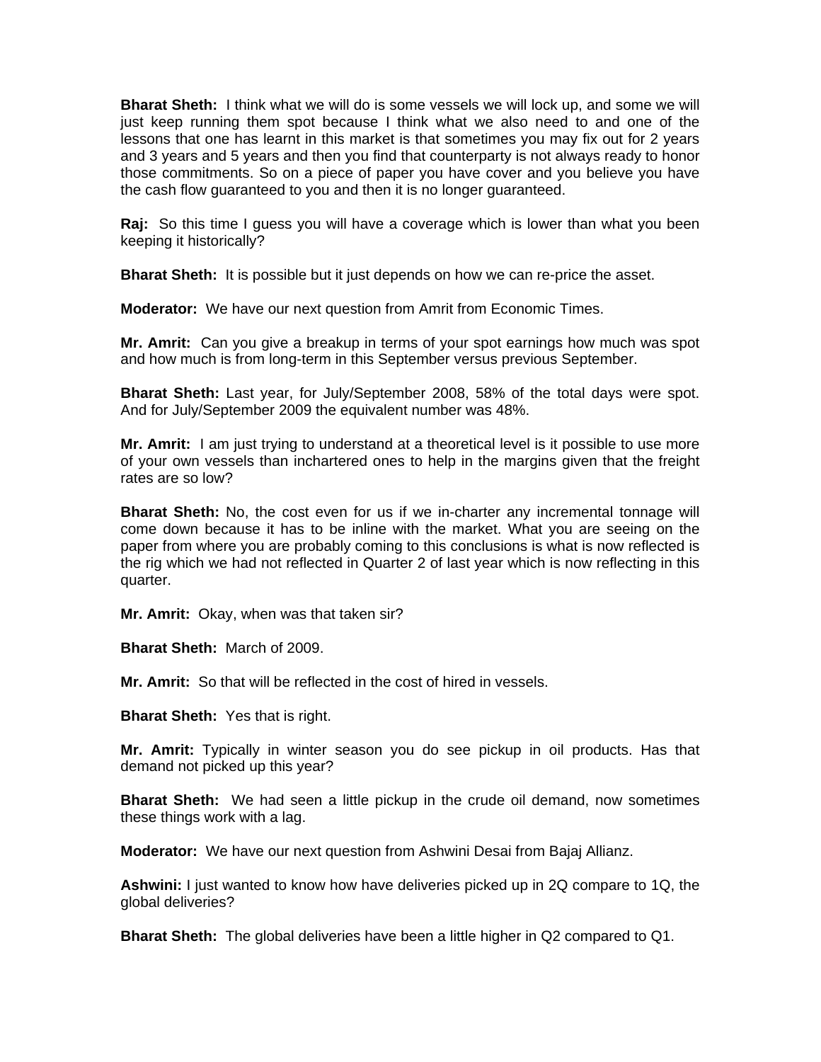**Bharat Sheth:** I think what we will do is some vessels we will lock up, and some we will just keep running them spot because I think what we also need to and one of the lessons that one has learnt in this market is that sometimes you may fix out for 2 years and 3 years and 5 years and then you find that counterparty is not always ready to honor those commitments. So on a piece of paper you have cover and you believe you have the cash flow guaranteed to you and then it is no longer guaranteed.

**Raj:** So this time I guess you will have a coverage which is lower than what you been keeping it historically?

**Bharat Sheth:** It is possible but it just depends on how we can re-price the asset.

**Moderator:** We have our next question from Amrit from Economic Times.

**Mr. Amrit:** Can you give a breakup in terms of your spot earnings how much was spot and how much is from long-term in this September versus previous September.

**Bharat Sheth:** Last year, for July/September 2008, 58% of the total days were spot. And for July/September 2009 the equivalent number was 48%.

**Mr. Amrit:** I am just trying to understand at a theoretical level is it possible to use more of your own vessels than inchartered ones to help in the margins given that the freight rates are so low?

**Bharat Sheth:** No, the cost even for us if we in-charter any incremental tonnage will come down because it has to be inline with the market. What you are seeing on the paper from where you are probably coming to this conclusions is what is now reflected is the rig which we had not reflected in Quarter 2 of last year which is now reflecting in this quarter.

**Mr. Amrit:** Okay, when was that taken sir?

**Bharat Sheth:** March of 2009.

**Mr. Amrit:** So that will be reflected in the cost of hired in vessels.

**Bharat Sheth:** Yes that is right.

**Mr. Amrit:** Typically in winter season you do see pickup in oil products. Has that demand not picked up this year?

**Bharat Sheth:** We had seen a little pickup in the crude oil demand, now sometimes these things work with a lag.

**Moderator:** We have our next question from Ashwini Desai from Bajaj Allianz.

**Ashwini:** I just wanted to know how have deliveries picked up in 2Q compare to 1Q, the global deliveries?

**Bharat Sheth:** The global deliveries have been a little higher in Q2 compared to Q1.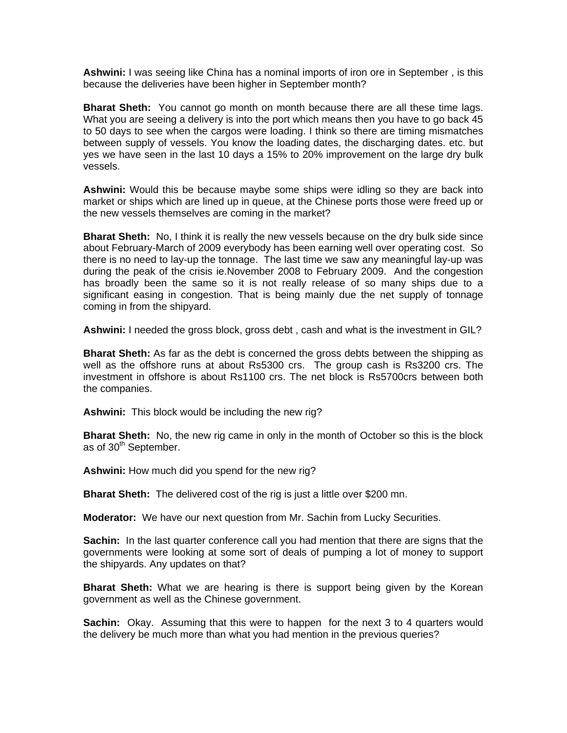**Ashwini:** I was seeing like China has a nominal imports of iron ore in September , is this because the deliveries have been higher in September month?

**Bharat Sheth:** You cannot go month on month because there are all these time lags. What you are seeing a delivery is into the port which means then you have to go back 45 to 50 days to see when the cargos were loading. I think so there are timing mismatches between supply of vessels. You know the loading dates, the discharging dates. etc. but yes we have seen in the last 10 days a 15% to 20% improvement on the large dry bulk vessels.

**Ashwini:** Would this be because maybe some ships were idling so they are back into market or ships which are lined up in queue, at the Chinese ports those were freed up or the new vessels themselves are coming in the market?

**Bharat Sheth:** No, I think it is really the new vessels because on the dry bulk side since about February-March of 2009 everybody has been earning well over operating cost. So there is no need to lay-up the tonnage. The last time we saw any meaningful lay-up was during the peak of the crisis ie.November 2008 to February 2009. And the congestion has broadly been the same so it is not really release of so many ships due to a significant easing in congestion. That is being mainly due the net supply of tonnage coming in from the shipyard.

**Ashwini:** I needed the gross block, gross debt , cash and what is the investment in GIL?

**Bharat Sheth:** As far as the debt is concerned the gross debts between the shipping as well as the offshore runs at about Rs5300 crs. The group cash is Rs3200 crs. The investment in offshore is about Rs1100 crs. The net block is Rs5700crs between both the companies.

**Ashwini:** This block would be including the new rig?

**Bharat Sheth:** No, the new rig came in only in the month of October so this is the block as of 30th September.

**Ashwini:** How much did you spend for the new rig?

**Bharat Sheth:** The delivered cost of the rig is just a little over $200 mn.

**Moderator:** We have our next question from Mr. Sachin from Lucky Securities.

**Sachin:** In the last quarter conference call you had mention that there are signs that the governments were looking at some sort of deals of pumping a lot of money to support the shipyards. Any updates on that?

**Bharat Sheth:** What we are hearing is there is support being given by the Korean government as well as the Chinese government.

**Sachin:** Okay. Assuming that this were to happen for the next 3 to 4 quarters would the delivery be much more than what you had mention in the previous queries?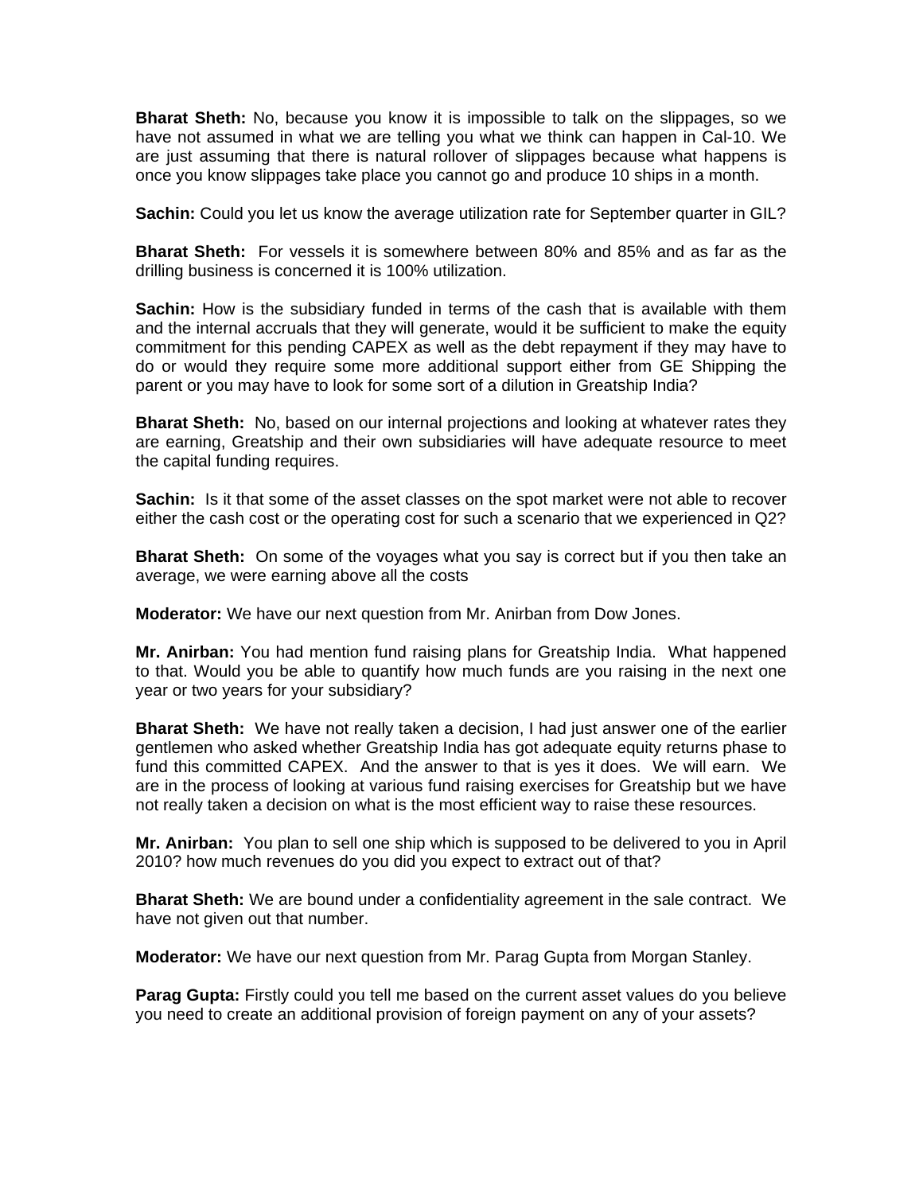**Bharat Sheth:** No, because you know it is impossible to talk on the slippages, so we have not assumed in what we are telling you what we think can happen in Cal-10. We are just assuming that there is natural rollover of slippages because what happens is once you know slippages take place you cannot go and produce 10 ships in a month.

**Sachin:** Could you let us know the average utilization rate for September quarter in GIL?

**Bharat Sheth:** For vessels it is somewhere between 80% and 85% and as far as the drilling business is concerned it is 100% utilization.

**Sachin:** How is the subsidiary funded in terms of the cash that is available with them and the internal accruals that they will generate, would it be sufficient to make the equity commitment for this pending CAPEX as well as the debt repayment if they may have to do or would they require some more additional support either from GE Shipping the parent or you may have to look for some sort of a dilution in Greatship India?

**Bharat Sheth:** No, based on our internal projections and looking at whatever rates they are earning, Greatship and their own subsidiaries will have adequate resource to meet the capital funding requires.

**Sachin:** Is it that some of the asset classes on the spot market were not able to recover either the cash cost or the operating cost for such a scenario that we experienced in Q2?

**Bharat Sheth:** On some of the voyages what you say is correct but if you then take an average, we were earning above all the costs

**Moderator:** We have our next question from Mr. Anirban from Dow Jones.

**Mr. Anirban:** You had mention fund raising plans for Greatship India. What happened to that. Would you be able to quantify how much funds are you raising in the next one year or two years for your subsidiary?

**Bharat Sheth:** We have not really taken a decision, I had just answer one of the earlier gentlemen who asked whether Greatship India has got adequate equity returns phase to fund this committed CAPEX. And the answer to that is yes it does. We will earn. We are in the process of looking at various fund raising exercises for Greatship but we have not really taken a decision on what is the most efficient way to raise these resources.

**Mr. Anirban:** You plan to sell one ship which is supposed to be delivered to you in April 2010? how much revenues do you did you expect to extract out of that?

**Bharat Sheth:** We are bound under a confidentiality agreement in the sale contract. We have not given out that number.

**Moderator:** We have our next question from Mr. Parag Gupta from Morgan Stanley.

**Parag Gupta:** Firstly could you tell me based on the current asset values do you believe you need to create an additional provision of foreign payment on any of your assets?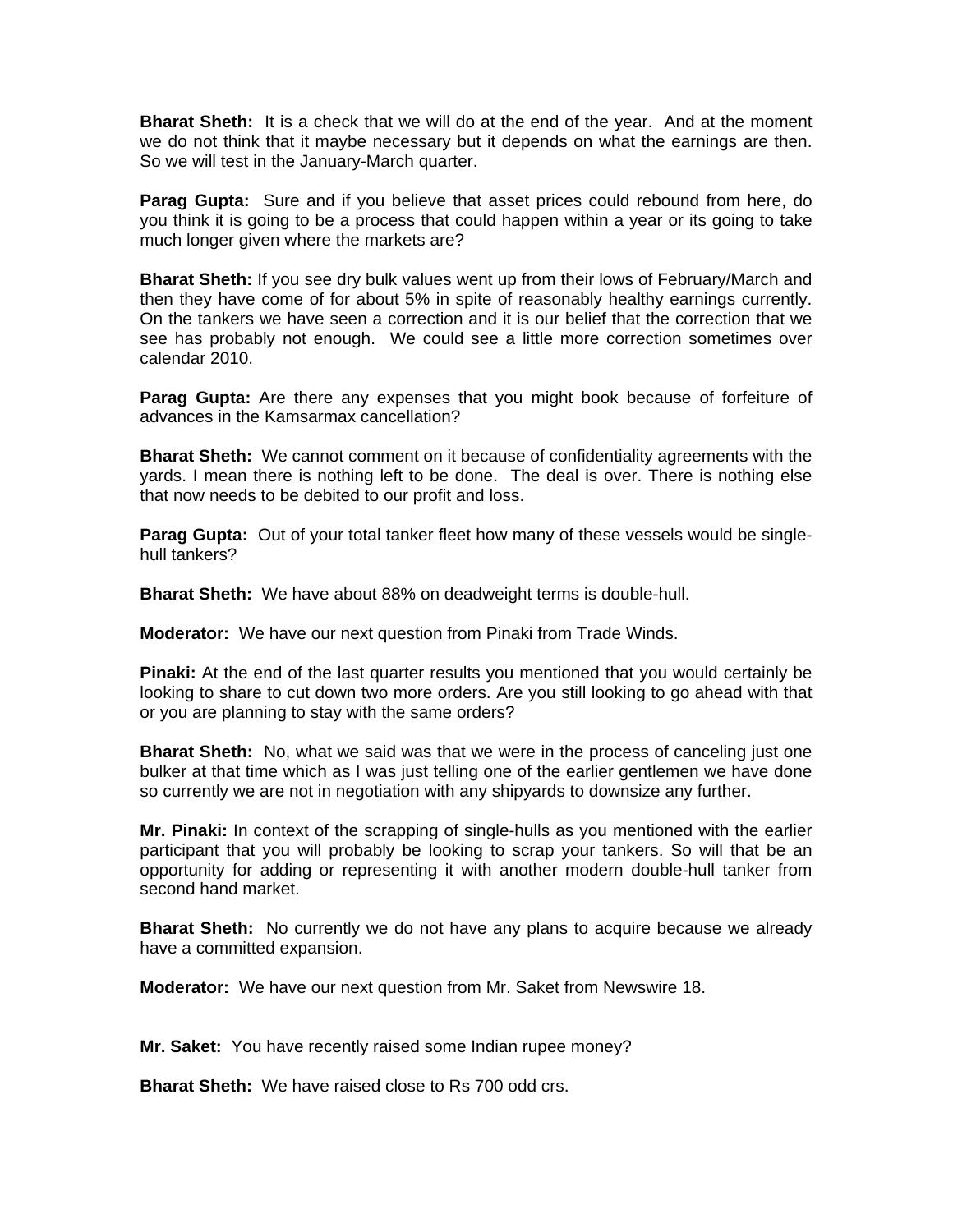**Bharat Sheth:** It is a check that we will do at the end of the year. And at the moment we do not think that it maybe necessary but it depends on what the earnings are then. So we will test in the January-March quarter.

**Parag Gupta:** Sure and if you believe that asset prices could rebound from here, do you think it is going to be a process that could happen within a year or its going to take much longer given where the markets are?

**Bharat Sheth:** If you see dry bulk values went up from their lows of February/March and then they have come of for about 5% in spite of reasonably healthy earnings currently. On the tankers we have seen a correction and it is our belief that the correction that we see has probably not enough. We could see a little more correction sometimes over calendar 2010.

**Parag Gupta:** Are there any expenses that you might book because of forfeiture of advances in the Kamsarmax cancellation?

**Bharat Sheth:** We cannot comment on it because of confidentiality agreements with the yards. I mean there is nothing left to be done. The deal is over. There is nothing else that now needs to be debited to our profit and loss.

**Parag Gupta:** Out of your total tanker fleet how many of these vessels would be single-hull tankers?

**Bharat Sheth:** We have about 88% on deadweight terms is double-hull.

**Moderator:** We have our next question from Pinaki from Trade Winds.

**Pinaki:** At the end of the last quarter results you mentioned that you would certainly be looking to share to cut down two more orders. Are you still looking to go ahead with that or you are planning to stay with the same orders?

**Bharat Sheth:** No, what we said was that we were in the process of canceling just one bulker at that time which as I was just telling one of the earlier gentlemen we have done so currently we are not in negotiation with any shipyards to downsize any further.

**Mr. Pinaki:** In context of the scrapping of single-hulls as you mentioned with the earlier participant that you will probably be looking to scrap your tankers. So will that be an opportunity for adding or representing it with another modern double-hull tanker from second hand market.

**Bharat Sheth:** No currently we do not have any plans to acquire because we already have a committed expansion.

**Moderator:** We have our next question from Mr. Saket from Newswire 18.

**Mr. Saket:** You have recently raised some Indian rupee money?

**Bharat Sheth:** We have raised close to Rs 700 odd crs.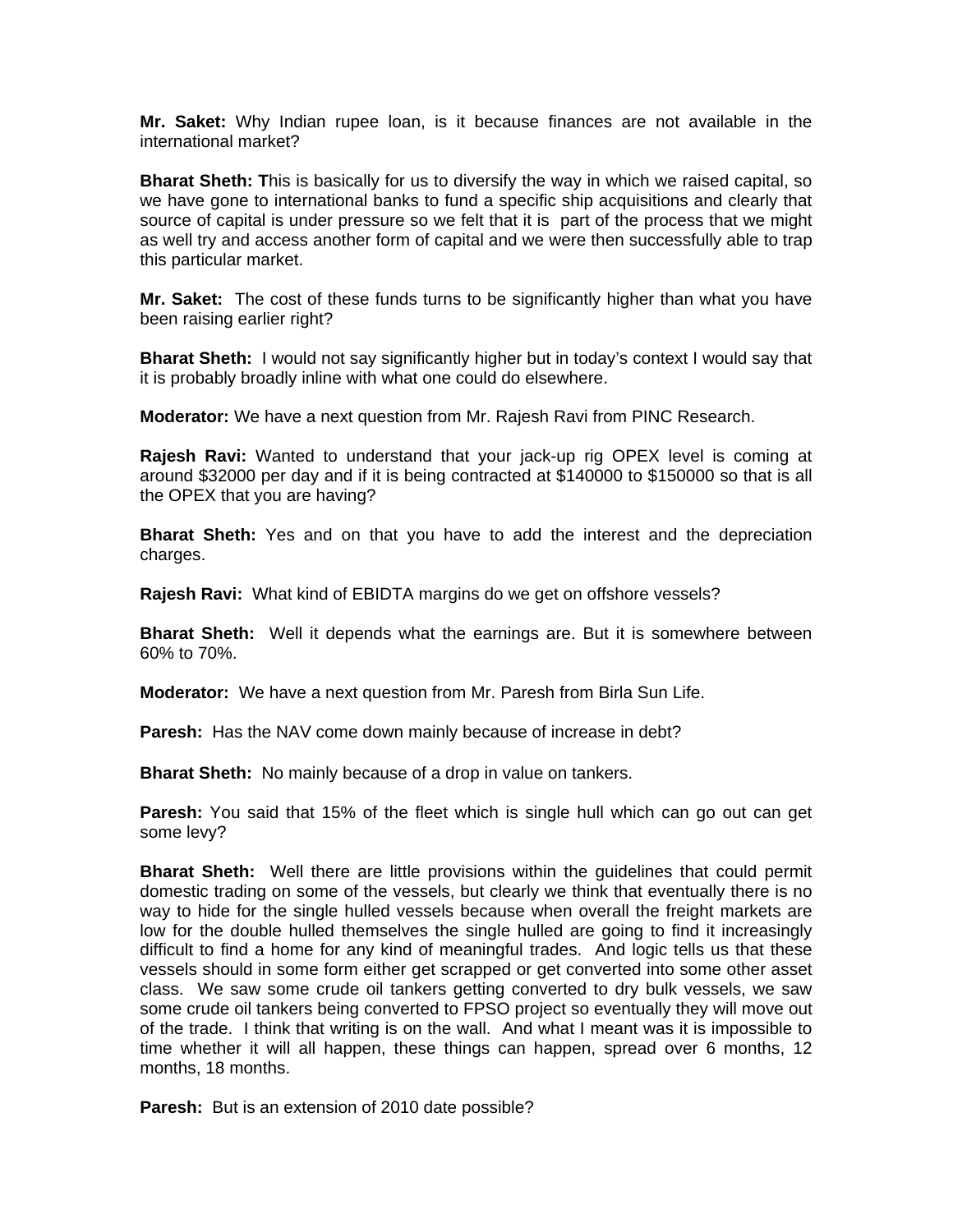**Mr. Saket:** Why Indian rupee loan, is it because finances are not available in the international market?

**Bharat Sheth: T**his is basically for us to diversify the way in which we raised capital, so we have gone to international banks to fund a specific ship acquisitions and clearly that source of capital is under pressure so we felt that it is part of the process that we might as well try and access another form of capital and we were then successfully able to trap this particular market.

**Mr. Saket:** The cost of these funds turns to be significantly higher than what you have been raising earlier right?

**Bharat Sheth:** I would not say significantly higher but in today's context I would say that it is probably broadly inline with what one could do elsewhere.

**Moderator:** We have a next question from Mr. Rajesh Ravi from PINC Research.

**Rajesh Ravi:** Wanted to understand that your jack-up rig OPEX level is coming at around $32000 per day and if it is being contracted at $140000 to $150000 so that is all the OPEX that you are having?

**Bharat Sheth:** Yes and on that you have to add the interest and the depreciation charges.

**Rajesh Ravi:** What kind of EBIDTA margins do we get on offshore vessels?

**Bharat Sheth:** Well it depends what the earnings are. But it is somewhere between 60% to 70%.

**Moderator:** We have a next question from Mr. Paresh from Birla Sun Life.

**Paresh:** Has the NAV come down mainly because of increase in debt?

**Bharat Sheth:** No mainly because of a drop in value on tankers.

**Paresh:** You said that 15% of the fleet which is single hull which can go out can get some levy?

**Bharat Sheth:** Well there are little provisions within the guidelines that could permit domestic trading on some of the vessels, but clearly we think that eventually there is no way to hide for the single hulled vessels because when overall the freight markets are low for the double hulled themselves the single hulled are going to find it increasingly difficult to find a home for any kind of meaningful trades. And logic tells us that these vessels should in some form either get scrapped or get converted into some other asset class. We saw some crude oil tankers getting converted to dry bulk vessels, we saw some crude oil tankers being converted to FPSO project so eventually they will move out of the trade. I think that writing is on the wall. And what I meant was it is impossible to time whether it will all happen, these things can happen, spread over 6 months, 12 months, 18 months.

**Paresh:** But is an extension of 2010 date possible?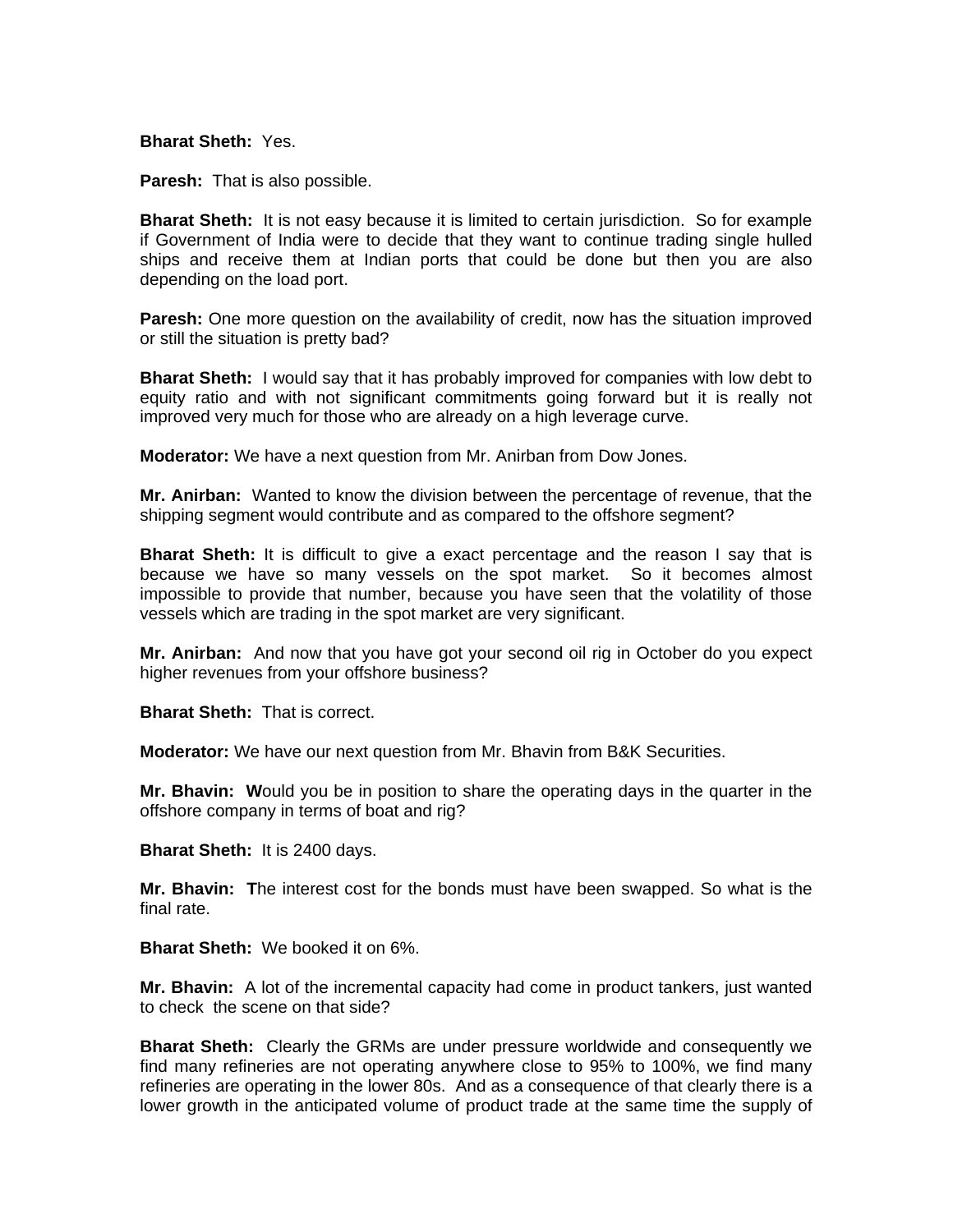**Bharat Sheth:** Yes.

**Paresh:** That is also possible.

**Bharat Sheth:** It is not easy because it is limited to certain jurisdiction. So for example if Government of India were to decide that they want to continue trading single hulled ships and receive them at Indian ports that could be done but then you are also depending on the load port.

**Paresh:** One more question on the availability of credit, now has the situation improved or still the situation is pretty bad?

**Bharat Sheth:** I would say that it has probably improved for companies with low debt to equity ratio and with not significant commitments going forward but it is really not improved very much for those who are already on a high leverage curve.

**Moderator:** We have a next question from Mr. Anirban from Dow Jones.

**Mr. Anirban:** Wanted to know the division between the percentage of revenue, that the shipping segment would contribute and as compared to the offshore segment?

**Bharat Sheth:** It is difficult to give a exact percentage and the reason I say that is because we have so many vessels on the spot market. So it becomes almost impossible to provide that number, because you have seen that the volatility of those vessels which are trading in the spot market are very significant.

**Mr. Anirban:** And now that you have got your second oil rig in October do you expect higher revenues from your offshore business?

**Bharat Sheth:** That is correct.

**Moderator:** We have our next question from Mr. Bhavin from B&K Securities.

**Mr. Bhavin:** **W**ould you be in position to share the operating days in the quarter in the offshore company in terms of boat and rig?

**Bharat Sheth:** It is 2400 days.

**Mr. Bhavin:** **T**he interest cost for the bonds must have been swapped. So what is the final rate.

**Bharat Sheth:** We booked it on 6%.

**Mr. Bhavin:** A lot of the incremental capacity had come in product tankers, just wanted to check the scene on that side?

**Bharat Sheth:** Clearly the GRMs are under pressure worldwide and consequently we find many refineries are not operating anywhere close to 95% to 100%, we find many refineries are operating in the lower 80s. And as a consequence of that clearly there is a lower growth in the anticipated volume of product trade at the same time the supply of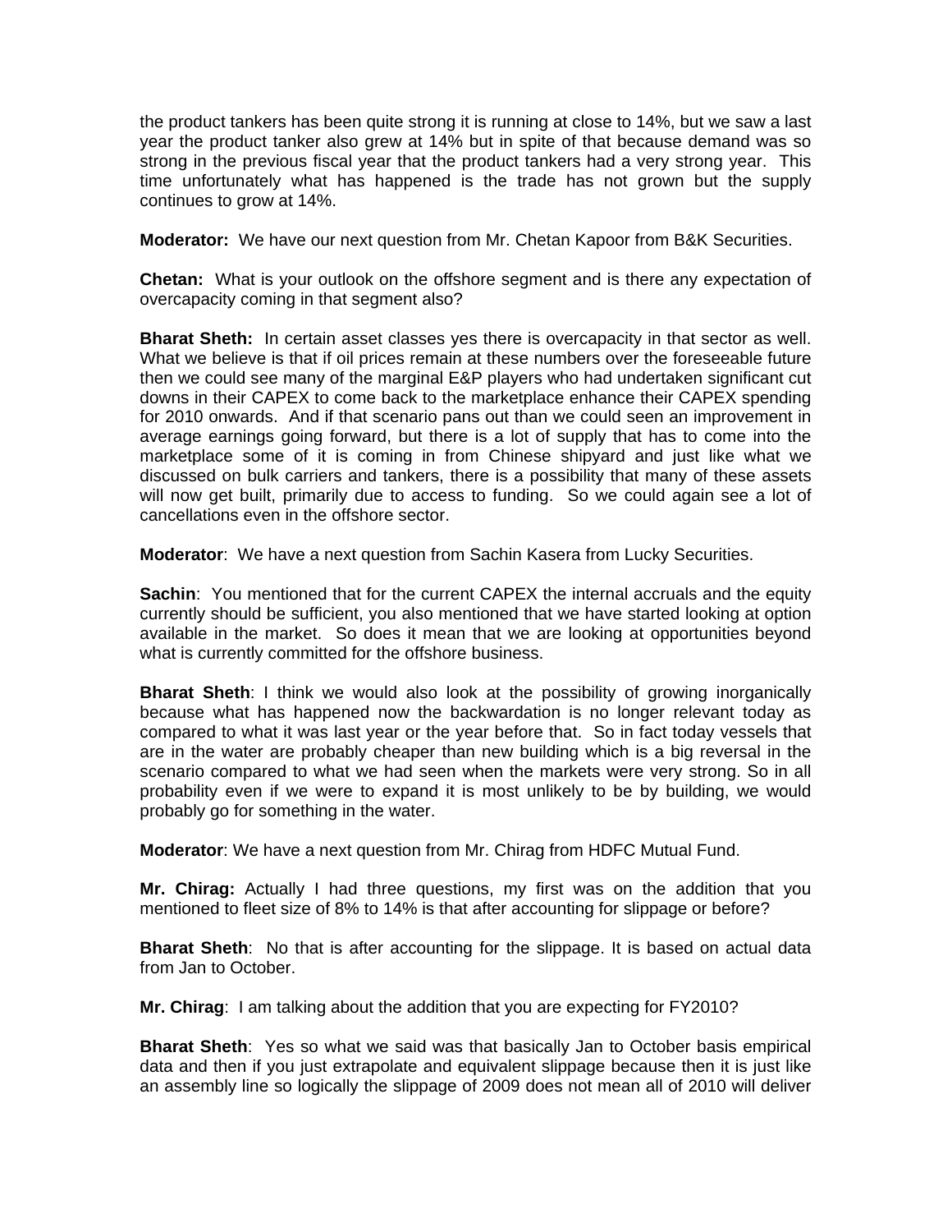the product tankers has been quite strong it is running at close to 14%, but we saw a last year the product tanker also grew at 14% but in spite of that because demand was so strong in the previous fiscal year that the product tankers had a very strong year. This time unfortunately what has happened is the trade has not grown but the supply continues to grow at 14%.

**Moderator:** We have our next question from Mr. Chetan Kapoor from B&K Securities.

**Chetan:** What is your outlook on the offshore segment and is there any expectation of overcapacity coming in that segment also?

**Bharat Sheth:** In certain asset classes yes there is overcapacity in that sector as well. What we believe is that if oil prices remain at these numbers over the foreseeable future then we could see many of the marginal E&P players who had undertaken significant cut downs in their CAPEX to come back to the marketplace enhance their CAPEX spending for 2010 onwards. And if that scenario pans out than we could seen an improvement in average earnings going forward, but there is a lot of supply that has to come into the marketplace some of it is coming in from Chinese shipyard and just like what we discussed on bulk carriers and tankers, there is a possibility that many of these assets will now get built, primarily due to access to funding. So we could again see a lot of cancellations even in the offshore sector.

**Moderator**: We have a next question from Sachin Kasera from Lucky Securities.

**Sachin**: You mentioned that for the current CAPEX the internal accruals and the equity currently should be sufficient, you also mentioned that we have started looking at option available in the market. So does it mean that we are looking at opportunities beyond what is currently committed for the offshore business.

**Bharat Sheth**: I think we would also look at the possibility of growing inorganically because what has happened now the backwardation is no longer relevant today as compared to what it was last year or the year before that. So in fact today vessels that are in the water are probably cheaper than new building which is a big reversal in the scenario compared to what we had seen when the markets were very strong. So in all probability even if we were to expand it is most unlikely to be by building, we would probably go for something in the water.

**Moderator**: We have a next question from Mr. Chirag from HDFC Mutual Fund.

**Mr. Chirag:** Actually I had three questions, my first was on the addition that you mentioned to fleet size of 8% to 14% is that after accounting for slippage or before?

**Bharat Sheth**: No that is after accounting for the slippage. It is based on actual data from Jan to October.

**Mr. Chirag**: I am talking about the addition that you are expecting for FY2010?

**Bharat Sheth**: Yes so what we said was that basically Jan to October basis empirical data and then if you just extrapolate and equivalent slippage because then it is just like an assembly line so logically the slippage of 2009 does not mean all of 2010 will deliver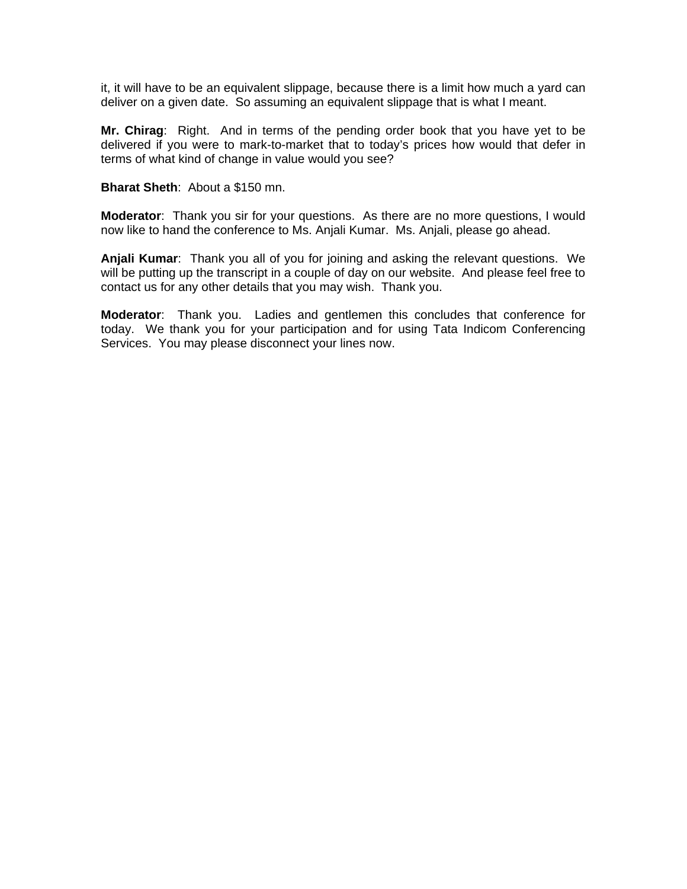it, it will have to be an equivalent slippage, because there is a limit how much a yard can deliver on a given date.  So assuming an equivalent slippage that is what I meant.

**Mr. Chirag**:  Right.  And in terms of the pending order book that you have yet to be delivered if you were to mark-to-market that to today's prices how would that defer in terms of what kind of change in value would you see?

**Bharat Sheth**:  About a $150 mn.

**Moderator**:  Thank you sir for your questions.  As there are no more questions, I would now like to hand the conference to Ms. Anjali Kumar.  Ms. Anjali, please go ahead.

**Anjali Kumar**:  Thank you all of you for joining and asking the relevant questions.  We will be putting up the transcript in a couple of day on our website.  And please feel free to contact us for any other details that you may wish.  Thank you.

**Moderator**:  Thank you.  Ladies and gentlemen this concludes that conference for today.  We thank you for your participation and for using Tata Indicom Conferencing Services.  You may please disconnect your lines now.